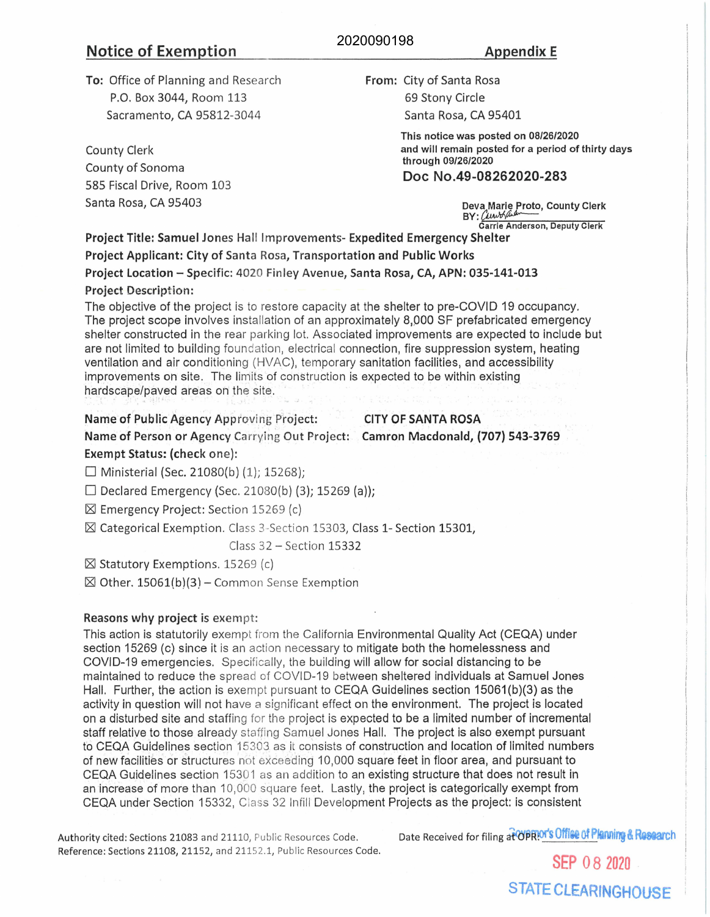2020090198

## Notice of Exemption

**Appendix E**

**To:** Office of Planning and Research
P.O. Box 3044, Room 113
Sacramento, CA 95812-3044

County Clerk
County of Sonoma
585 Fiscal Drive, Room 103
Santa Rosa, CA 95403

**From:** City of Santa Rosa
69 Stony Circle
Santa Rosa, CA 95401

**This notice was posted on 08/26/2020 and will remain posted for a period of thirty days through 09/26/2020**

**Doc No.49-08262020-283**

**Deva Marie Proto, County Clerk**
**BY:** [signature]
**Carrie Anderson, Deputy Clerk**

**Project Title: Samuel Jones Hall Improvements- Expedited Emergency Shelter**

**Project Applicant: City of Santa Rosa, Transportation and Public Works**

**Project Location – Specific:** 4020 Finley Avenue, Santa Rosa, CA, **APN: 035-141-013**

**Project Description:**

The objective of the project is to restore capacity at the shelter to pre-COVID 19 occupancy. The project scope involves installation of an approximately 8,000 SF prefabricated emergency shelter constructed in the rear parking lot. Associated improvements are expected to include but are not limited to building foundation, electrical connection, fire suppression system, heating ventilation and air conditioning (HVAC), temporary sanitation facilities, and accessibility improvements on site. The limits of construction is expected to be within existing hardscape/paved areas on the site.

**Name of Public Agency Approving Project:** **CITY OF SANTA ROSA**

**Name of Person or Agency Carrying Out Project:** **Camron Macdonald, (707) 543-3769**

**Exempt Status: (check one):**

☐ Ministerial (Sec. 21080(b) (1); 15268);

☐ Declared Emergency (Sec. 21080(b) (3); 15269 (a));

☒ Emergency Project: Section 15269 (c)

☒ Categorical Exemption. Class 3-Section 15303, Class 1- Section 15301, Class 32 – Section 15332

☒ Statutory Exemptions. 15269 (c)

☒ Other. 15061(b)(3) – Common Sense Exemption

**Reasons why project is exempt:**

This action is statutorily exempt from the California Environmental Quality Act (CEQA) under section 15269 (c) since it is an action necessary to mitigate both the homelessness and COVID-19 emergencies. Specifically, the building will allow for social distancing to be maintained to reduce the spread of COVID-19 between sheltered individuals at Samuel Jones Hall. Further, the action is exempt pursuant to CEQA Guidelines section 15061(b)(3) as the activity in question will not have a significant effect on the environment. The project is located on a disturbed site and staffing for the project is expected to be a limited number of incremental staff relative to those already staffing Samuel Jones Hall. The project is also exempt pursuant to CEQA Guidelines section 15303 as it consists of construction and location of limited numbers of new facilities or structures not exceeding 10,000 square feet in floor area, and pursuant to CEQA Guidelines section 15301 as an addition to an existing structure that does not result in an increase of more than 10,000 square feet. Lastly, the project is categorically exempt from CEQA under Section 15332, Class 32 Infill Development Projects as the project: is consistent

Authority cited: Sections 21083 and 21110, Public Resources Code.
Reference: Sections 21108, 21152, and 21152.1, Public Resources Code.

Date Received for filing at OPR: Governor's Office of Planning & Research

SEP 08 2020

STATE CLEARINGHOUSE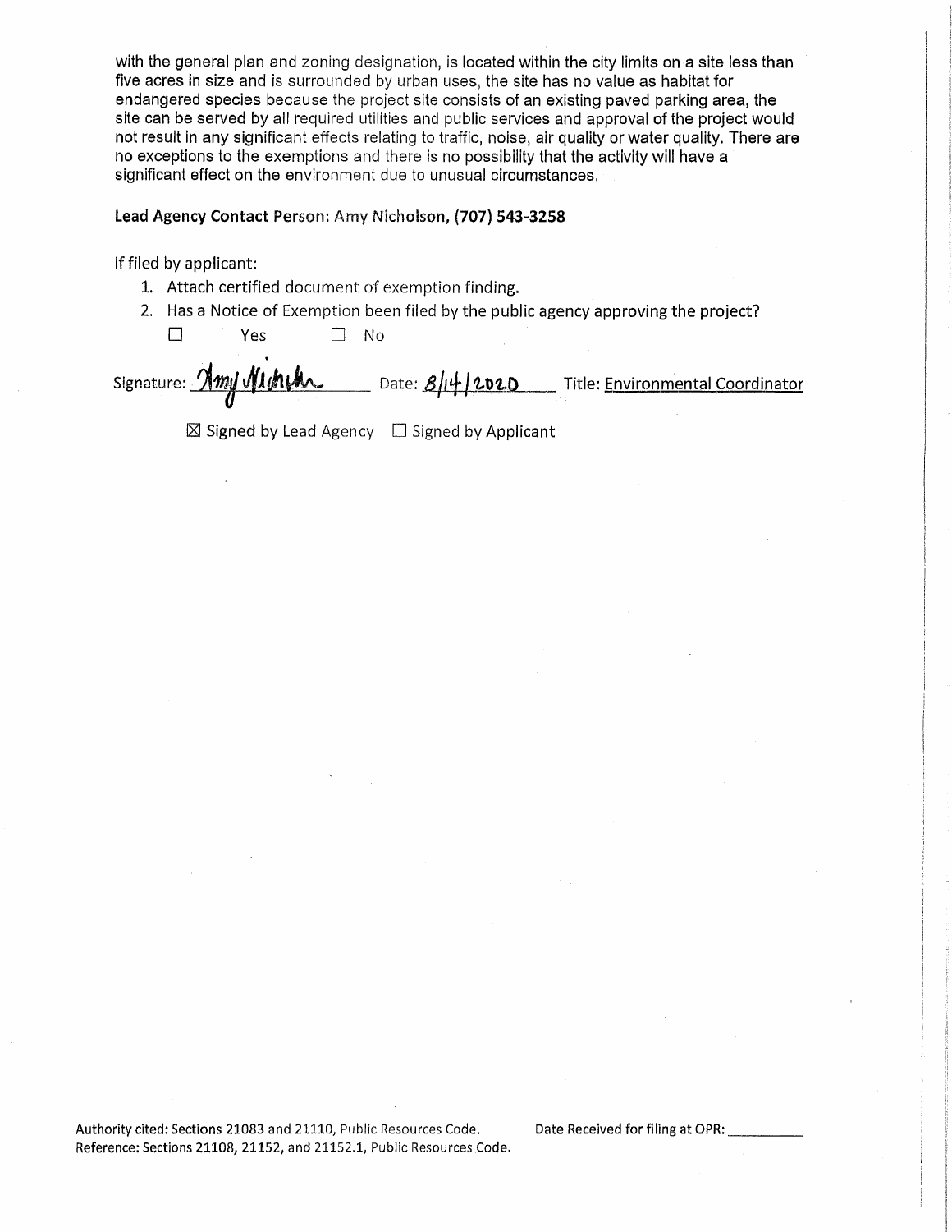with the general plan and zoning designation, is located within the city limits on a site less than five acres in size and is surrounded by urban uses, the site has no value as habitat for endangered species because the project site consists of an existing paved parking area, the site can be served by all required utilities and public services and approval of the project would not result in any significant effects relating to traffic, noise, air quality or water quality. There are no exceptions to the exemptions and there is no possibility that the activity will have a significant effect on the environment due to unusual circumstances.

**Lead Agency Contact** Person: Amy Nicholson, **(707) 543-3258**

If filed by applicant:

1. Attach certified document of exemption finding.
2. Has a Notice of Exemption been filed by the public agency approving the project?

   ☐ Yes ☐ No

Signature: Amy Nicholson Date: 8/14/2020 Title: Environmental Coordinator

☒ Signed by Lead Agency ☐ Signed by Applicant

Authority cited: Sections 21083 and 21110, Public Resources Code.
Reference: Sections 21108, 21152, and 21152.1, Public Resources Code.

Date Received for filing at OPR: __________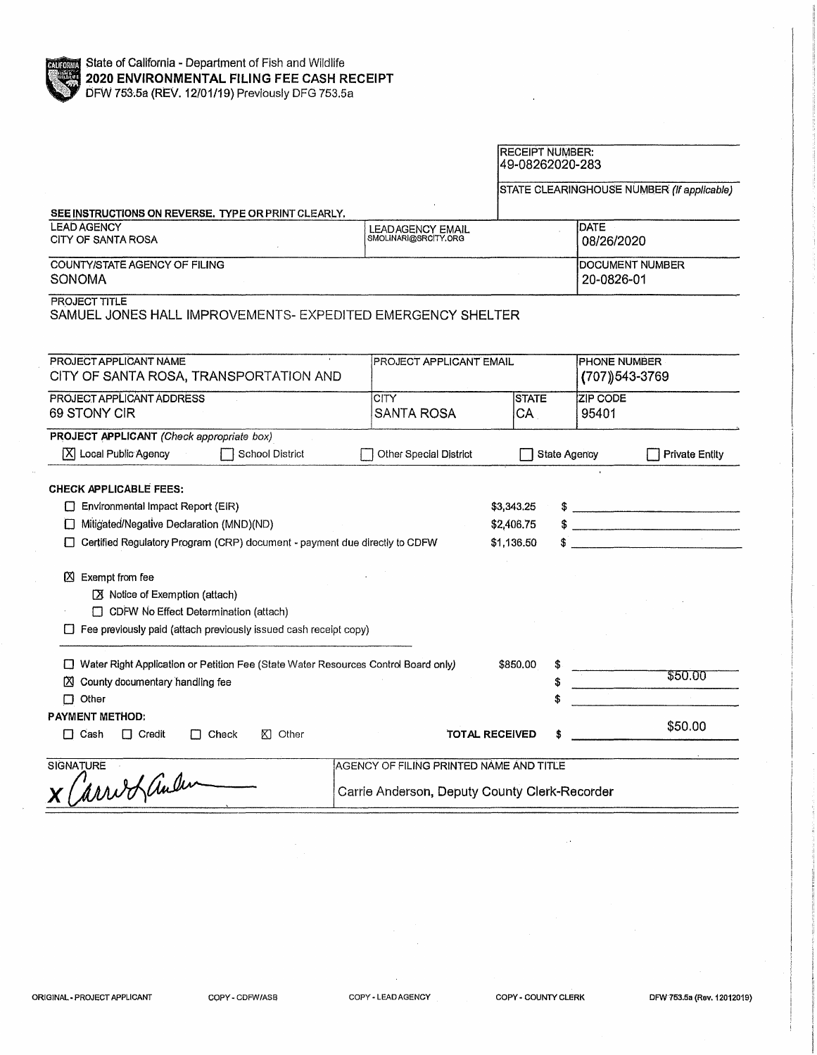State of California - Department of Fish and Wildlife

**2020 ENVIRONMENTAL FILING FEE CASH RECEIPT**

DFW 753.5a (REV. 12/01/19) Previously DFG 753.5a

RECEIPT NUMBER: 49-08262020-283

STATE CLEARINGHOUSE NUMBER *(If applicable)*

SEE INSTRUCTIONS ON REVERSE. TYPE OR PRINT CLEARLY.

| LEAD AGENCY | LEAD AGENCY EMAIL | DATE |
|---|---|---|
| CITY OF SANTA ROSA | SMOLINARI@SRCITY.ORG | 08/26/2020 |

| COUNTY/STATE AGENCY OF FILING | DOCUMENT NUMBER |
|---|---|
| SONOMA | 20-0826-01 |

PROJECT TITLE

SAMUEL JONES HALL IMPROVEMENTS- EXPEDITED EMERGENCY SHELTER

| PROJECT APPLICANT NAME | PROJECT APPLICANT EMAIL | | PHONE NUMBER |
|---|---|---|---|
| CITY OF SANTA ROSA, TRANSPORTATION AND | | | (707) 543-3769 |
| **PROJECT APPLICANT ADDRESS** | **CITY** | **STATE** | **ZIP CODE** |
| 69 STONY CIR | SANTA ROSA | CA | 95401 |

**PROJECT APPLICANT** *(Check appropriate box)*

- [X] Local Public Agency
- [ ] School District
- [ ] Other Special District
- [ ] State Agency
- [ ] Private Entity

**CHECK APPLICABLE FEES:**

| | | |
|---|---|---|
| [ ] Environmental Impact Report (EIR) | $3,343.25 | $ |
| [ ] Mitigated/Negative Declaration (MND)(ND) | $2,406.75 | $ |
| [ ] Certified Regulatory Program (CRP) document - payment due directly to CDFW | $1,136.50 | $ |

- [X] Exempt from fee
  - [X] Notice of Exemption (attach)
  - [ ] CDFW No Effect Determination (attach)
- [ ] Fee previously paid (attach previously issued cash receipt copy)

| | | |
|---|---|---|
| [ ] Water Right Application or Petition Fee (State Water Resources Control Board only) | $850.00 | $ |
| [X] County documentary handling fee | | $ $50.00 |
| [ ] Other | | $ |

**PAYMENT METHOD:**

- [ ] Cash
- [ ] Credit
- [ ] Check
- [X] Other

**TOTAL RECEIVED** $ $50.00

| SIGNATURE | AGENCY OF FILING PRINTED NAME AND TITLE |
|---|---|
| X Carrie Anderson | Carrie Anderson, Deputy County Clerk-Recorder |

ORIGINAL - PROJECT APPLICANT | COPY - CDFW/ASB | COPY - LEAD AGENCY | COPY - COUNTY CLERK | DFW 753.5a (Rev. 12012019)